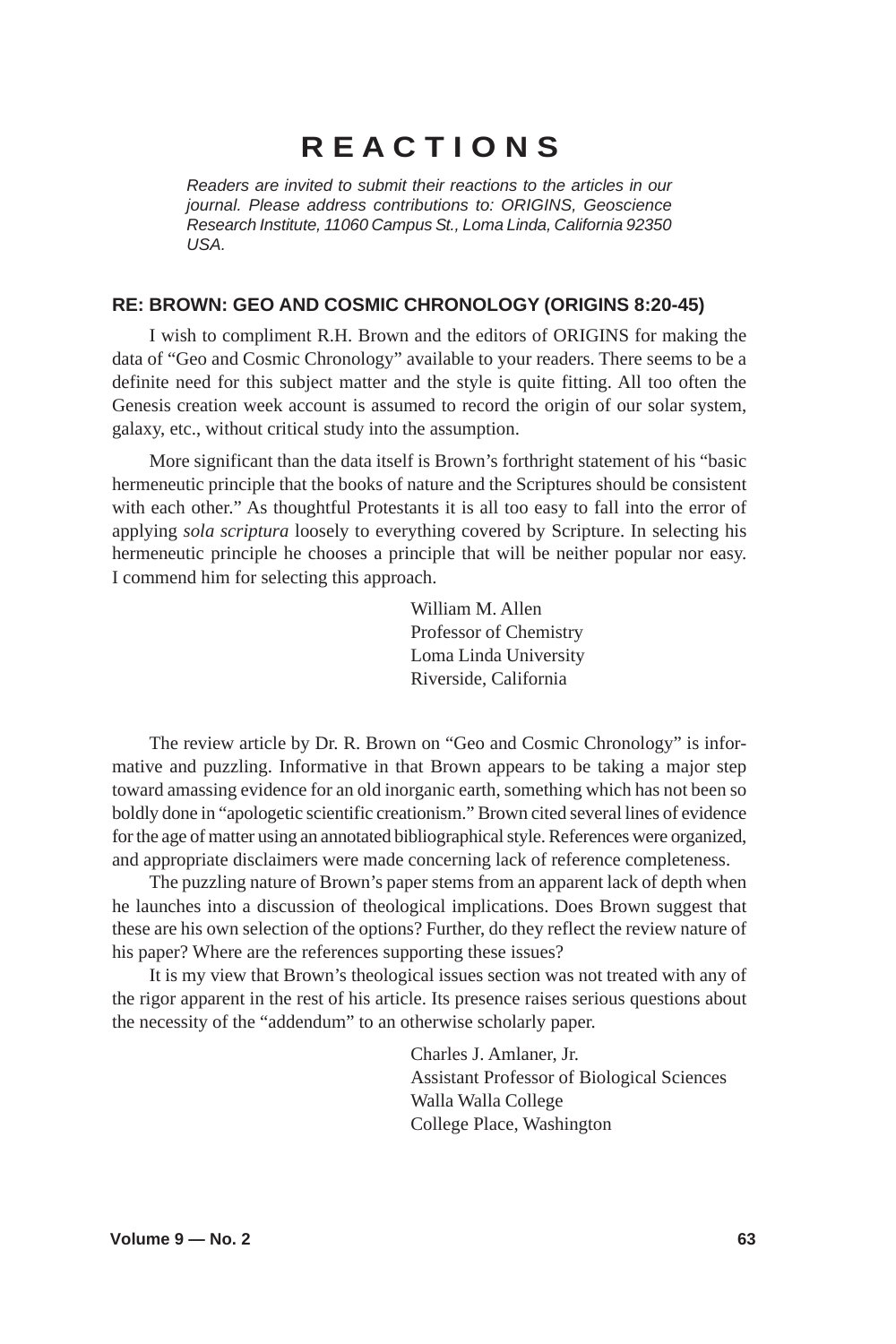# REACTIONS

*Readers are invited to submit their reactions to the articles in our journal. Please address contributions to: ORIGINS, Geoscience Research Institute, 11060 Campus St., Loma Linda, California 92350 USA.*

## RE: BROWN: GEO AND COSMIC CHRONOLOGY (ORIGINS 8:20-45)

I wish to compliment R.H. Brown and the editors of ORIGINS for making the data of "Geo and Cosmic Chronology" available to your readers. There seems to be a definite need for this subject matter and the style is quite fitting. All too often the Genesis creation week account is assumed to record the origin of our solar system, galaxy, etc., without critical study into the assumption.

More significant than the data itself is Brown's forthright statement of his "basic hermeneutic principle that the books of nature and the Scriptures should be consistent with each other." As thoughtful Protestants it is all too easy to fall into the error of applying *sola scriptura* loosely to everything covered by Scripture. In selecting his hermeneutic principle he chooses a principle that will be neither popular nor easy. I commend him for selecting this approach.

William M. Allen
Professor of Chemistry
Loma Linda University
Riverside, California

The review article by Dr. R. Brown on "Geo and Cosmic Chronology" is informative and puzzling. Informative in that Brown appears to be taking a major step toward amassing evidence for an old inorganic earth, something which has not been so boldly done in "apologetic scientific creationism." Brown cited several lines of evidence for the age of matter using an annotated bibliographical style. References were organized, and appropriate disclaimers were made concerning lack of reference completeness.

The puzzling nature of Brown's paper stems from an apparent lack of depth when he launches into a discussion of theological implications. Does Brown suggest that these are his own selection of the options? Further, do they reflect the review nature of his paper? Where are the references supporting these issues?

It is my view that Brown's theological issues section was not treated with any of the rigor apparent in the rest of his article. Its presence raises serious questions about the necessity of the "addendum" to an otherwise scholarly paper.

Charles J. Amlaner, Jr.
Assistant Professor of Biological Sciences
Walla Walla College
College Place, Washington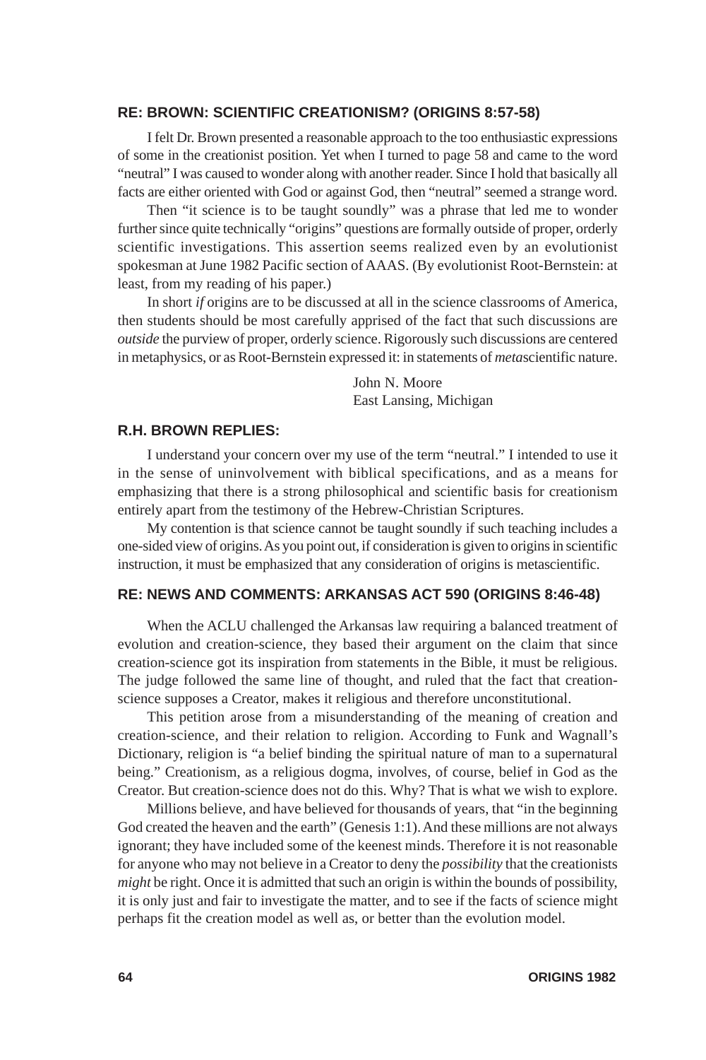## RE: BROWN: SCIENTIFIC CREATIONISM? (ORIGINS 8:57-58)

I felt Dr. Brown presented a reasonable approach to the too enthusiastic expressions of some in the creationist position. Yet when I turned to page 58 and came to the word "neutral" I was caused to wonder along with another reader. Since I hold that basically all facts are either oriented with God or against God, then "neutral" seemed a strange word.

Then "it science is to be taught soundly" was a phrase that led me to wonder further since quite technically "origins" questions are formally outside of proper, orderly scientific investigations. This assertion seems realized even by an evolutionist spokesman at June 1982 Pacific section of AAAS. (By evolutionist Root-Bernstein: at least, from my reading of his paper.)

In short *if* origins are to be discussed at all in the science classrooms of America, then students should be most carefully apprised of the fact that such discussions are *outside* the purview of proper, orderly science. Rigorously such discussions are centered in metaphysics, or as Root-Bernstein expressed it: in statements of *meta*scientific nature.

John N. Moore
East Lansing, Michigan

## R.H. BROWN REPLIES:

I understand your concern over my use of the term "neutral." I intended to use it in the sense of uninvolvement with biblical specifications, and as a means for emphasizing that there is a strong philosophical and scientific basis for creationism entirely apart from the testimony of the Hebrew-Christian Scriptures.

My contention is that science cannot be taught soundly if such teaching includes a one-sided view of origins. As you point out, if consideration is given to origins in scientific instruction, it must be emphasized that any consideration of origins is metascientific.

## RE: NEWS AND COMMENTS: ARKANSAS ACT 590 (ORIGINS 8:46-48)

When the ACLU challenged the Arkansas law requiring a balanced treatment of evolution and creation-science, they based their argument on the claim that since creation-science got its inspiration from statements in the Bible, it must be religious. The judge followed the same line of thought, and ruled that the fact that creation-science supposes a Creator, makes it religious and therefore unconstitutional.

This petition arose from a misunderstanding of the meaning of creation and creation-science, and their relation to religion. According to Funk and Wagnall's Dictionary, religion is "a belief binding the spiritual nature of man to a supernatural being." Creationism, as a religious dogma, involves, of course, belief in God as the Creator. But creation-science does not do this. Why? That is what we wish to explore.

Millions believe, and have believed for thousands of years, that "in the beginning God created the heaven and the earth" (Genesis 1:1). And these millions are not always ignorant; they have included some of the keenest minds. Therefore it is not reasonable for anyone who may not believe in a Creator to deny the *possibility* that the creationists *might* be right. Once it is admitted that such an origin is within the bounds of possibility, it is only just and fair to investigate the matter, and to see if the facts of science might perhaps fit the creation model as well as, or better than the evolution model.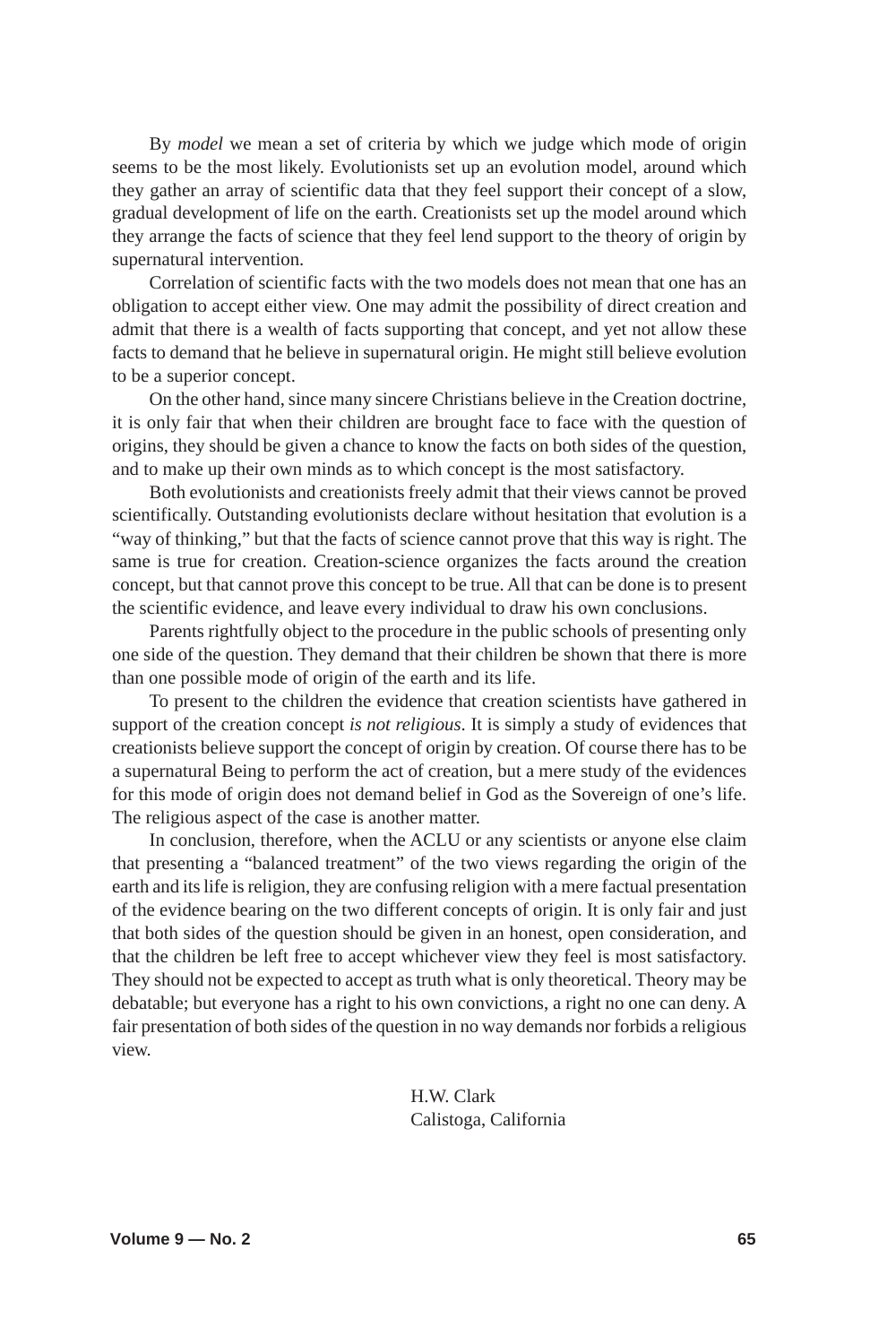By *model* we mean a set of criteria by which we judge which mode of origin seems to be the most likely. Evolutionists set up an evolution model, around which they gather an array of scientific data that they feel support their concept of a slow, gradual development of life on the earth. Creationists set up the model around which they arrange the facts of science that they feel lend support to the theory of origin by supernatural intervention.

Correlation of scientific facts with the two models does not mean that one has an obligation to accept either view. One may admit the possibility of direct creation and admit that there is a wealth of facts supporting that concept, and yet not allow these facts to demand that he believe in supernatural origin. He might still believe evolution to be a superior concept.

On the other hand, since many sincere Christians believe in the Creation doctrine, it is only fair that when their children are brought face to face with the question of origins, they should be given a chance to know the facts on both sides of the question, and to make up their own minds as to which concept is the most satisfactory.

Both evolutionists and creationists freely admit that their views cannot be proved scientifically. Outstanding evolutionists declare without hesitation that evolution is a "way of thinking," but that the facts of science cannot prove that this way is right. The same is true for creation. Creation-science organizes the facts around the creation concept, but that cannot prove this concept to be true. All that can be done is to present the scientific evidence, and leave every individual to draw his own conclusions.

Parents rightfully object to the procedure in the public schools of presenting only one side of the question. They demand that their children be shown that there is more than one possible mode of origin of the earth and its life.

To present to the children the evidence that creation scientists have gathered in support of the creation concept *is not religious*. It is simply a study of evidences that creationists believe support the concept of origin by creation. Of course there has to be a supernatural Being to perform the act of creation, but a mere study of the evidences for this mode of origin does not demand belief in God as the Sovereign of one's life. The religious aspect of the case is another matter.

In conclusion, therefore, when the ACLU or any scientists or anyone else claim that presenting a "balanced treatment" of the two views regarding the origin of the earth and its life is religion, they are confusing religion with a mere factual presentation of the evidence bearing on the two different concepts of origin. It is only fair and just that both sides of the question should be given in an honest, open consideration, and that the children be left free to accept whichever view they feel is most satisfactory. They should not be expected to accept as truth what is only theoretical. Theory may be debatable; but everyone has a right to his own convictions, a right no one can deny. A fair presentation of both sides of the question in no way demands nor forbids a religious view.

H.W. Clark
Calistoga, California